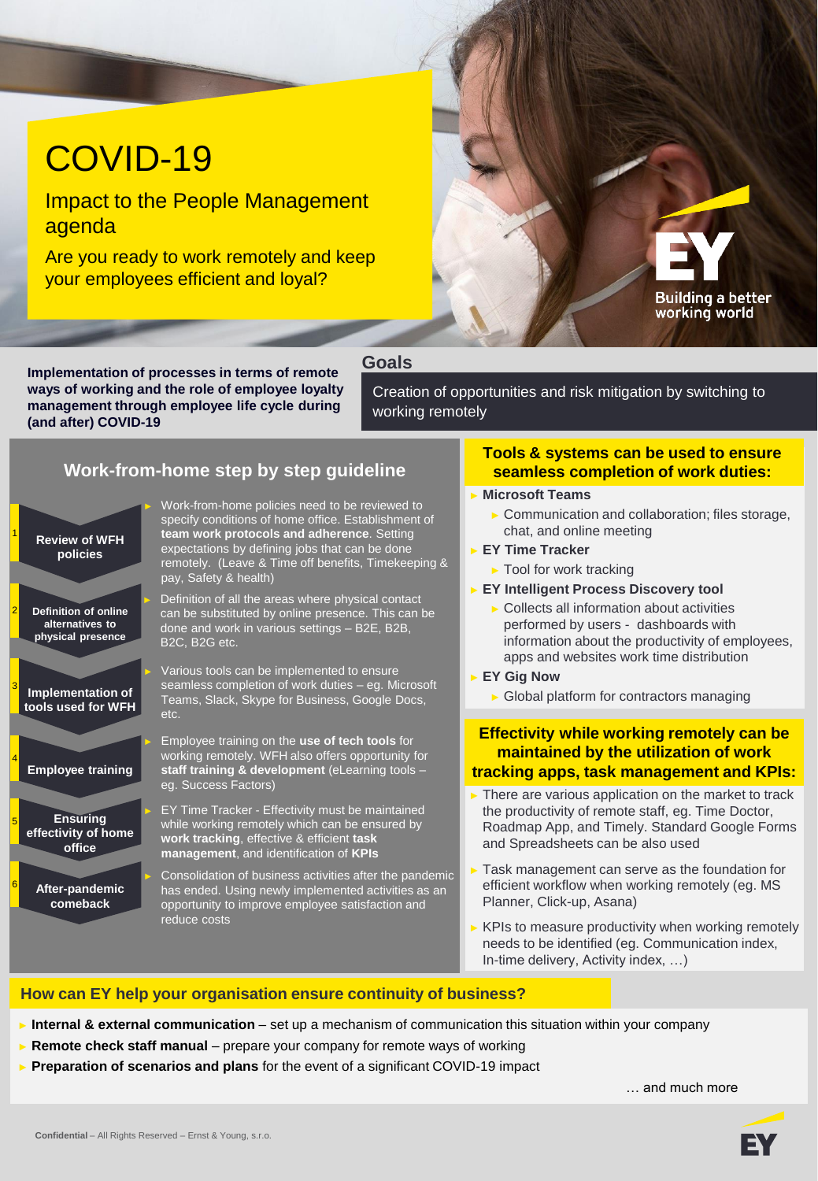# COVID-19

## Impact to the People Management agenda

Are you ready to work remotely and keep your employees efficient and loyal?

Building a better working world

**Implementation of processes in terms of remote ways of working and the role of employee loyalty management through employee life cycle during (and after) COVID-19**

## Goals

Creation of opportunities and risk mitigation by switching to working remotely

## Work-from-home step by step guideline

**1 Review of WFH policies**

- Work-from-home policies need to be reviewed to specify conditions of home office. Establishment of **team work protocols and adherence**. Setting expectations by defining jobs that can be done remotely. (Leave & Time off benefits, Timekeeping & pay, Safety & health)

**2 Definition of online alternatives to physical presence**

- Definition of all the areas where physical contact can be substituted by online presence. This can be done and work in various settings – B2E, B2B, B2C, B2G etc.

**3 Implementation of tools used for WFH**

- Various tools can be implemented to ensure seamless completion of work duties – eg. Microsoft Teams, Slack, Skype for Business, Google Docs, etc.

**4 Employee training**

- Employee training on the **use of tech tools** for working remotely. WFH also offers opportunity for **staff training & development** (eLearning tools – eg. Success Factors)

**5 Ensuring effectivity of home office**

- EY Time Tracker - Effectivity must be maintained while working remotely which can be ensured by **work tracking**, effective & efficient **task management**, and identification of **KPIs**

**6 After-pandemic comeback**

- Consolidation of business activities after the pandemic has ended. Using newly implemented activities as an opportunity to improve employee satisfaction and reduce costs

## Tools & systems can be used to ensure seamless completion of work duties:

- **Microsoft Teams**
  - Communication and collaboration; files storage, chat, and online meeting
- **EY Time Tracker**
  - Tool for work tracking
- **EY Intelligent Process Discovery tool**
  - Collects all information about activities performed by users - dashboards with information about the productivity of employees, apps and websites work time distribution
- **EY Gig Now**
  - Global platform for contractors managing

## Effectivity while working remotely can be maintained by the utilization of work tracking apps, task management and KPIs:

- There are various application on the market to track the productivity of remote staff, eg. Time Doctor, Roadmap App, and Timely. Standard Google Forms and Spreadsheets can be also used
- Task management can serve as the foundation for efficient workflow when working remotely (eg. MS Planner, Click-up, Asana)
- KPIs to measure productivity when working remotely needs to be identified (eg. Communication index, In-time delivery, Activity index, …)

## How can EY help your organisation ensure continuity of business?

- **Internal & external communication** – set up a mechanism of communication this situation within your company
- **Remote check staff manual** – prepare your company for remote ways of working
- **Preparation of scenarios and plans** for the event of a significant COVID-19 impact

… and much more

**Confidential** – All Rights Reserved – Ernst & Young, s.r.o.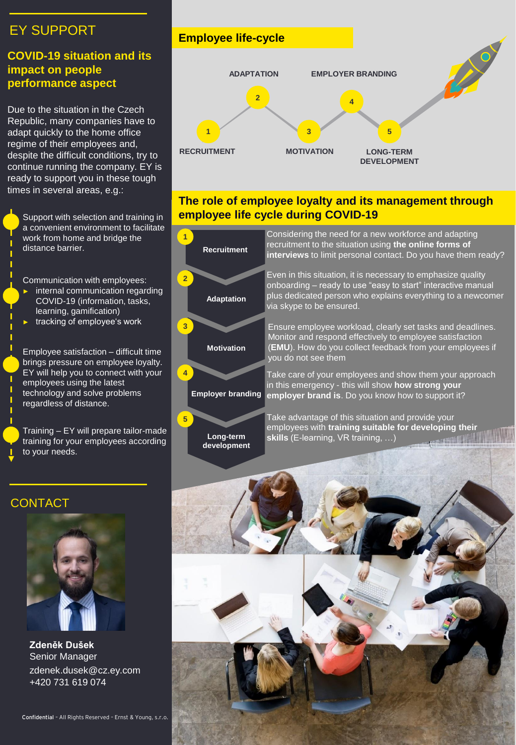# EY SUPPORT

## COVID-19 situation and its impact on people performance aspect

Due to the situation in the Czech Republic, many companies have to adapt quickly to the home office regime of their employees and, despite the difficult conditions, try to continue running the company. EY is ready to support you in these tough times in several areas, e.g.:

- Support with selection and training in a convenient environment to facilitate work from home and bridge the distance barrier.
- Communication with employees:
  - internal communication regarding COVID-19 (information, tasks, learning, gamification)
  - tracking of employee's work
- Employee satisfaction – difficult time brings pressure on employee loyalty. EY will help you to connect with your employees using the latest technology and solve problems regardless of distance.
- Training – EY will prepare tailor-made training for your employees according to your needs.

# CONTACT

**Zdeněk Dušek**
Senior Manager
zdenek.dusek@cz.ey.com
+420 731 619 074

## Employee life-cycle

1 RECRUITMENT
2 ADAPTATION
3 MOTIVATION
4 EMPLOYER BRANDING
5 LONG-TERM DEVELOPMENT

## The role of employee loyalty and its management through employee life cycle during COVID-19

| | |
|---|---|
| 1 Recruitment | Considering the need for a new workforce and adapting recruitment to the situation using **the online forms of interviews** to limit personal contact. Do you have them ready? |
| 2 Adaptation | Even in this situation, it is necessary to emphasize quality onboarding – ready to use "easy to start" interactive manual plus dedicated person who explains everything to a newcomer via skype to be ensured. |
| 3 Motivation | Ensure employee workload, clearly set tasks and deadlines. Monitor and respond effectively to employee satisfaction (**EMU**). How do you collect feedback from your employees if you do not see them |
| 4 Employer branding | Take care of your employees and show them your approach in this emergency - this will show **how strong your employer brand is**. Do you know how to support it? |
| 5 Long-term development | Take advantage of this situation and provide your employees with **training suitable for developing their skills** (E-learning, VR training, …) |

Confidential – All Rights Reserved – Ernst & Young, s.r.o.